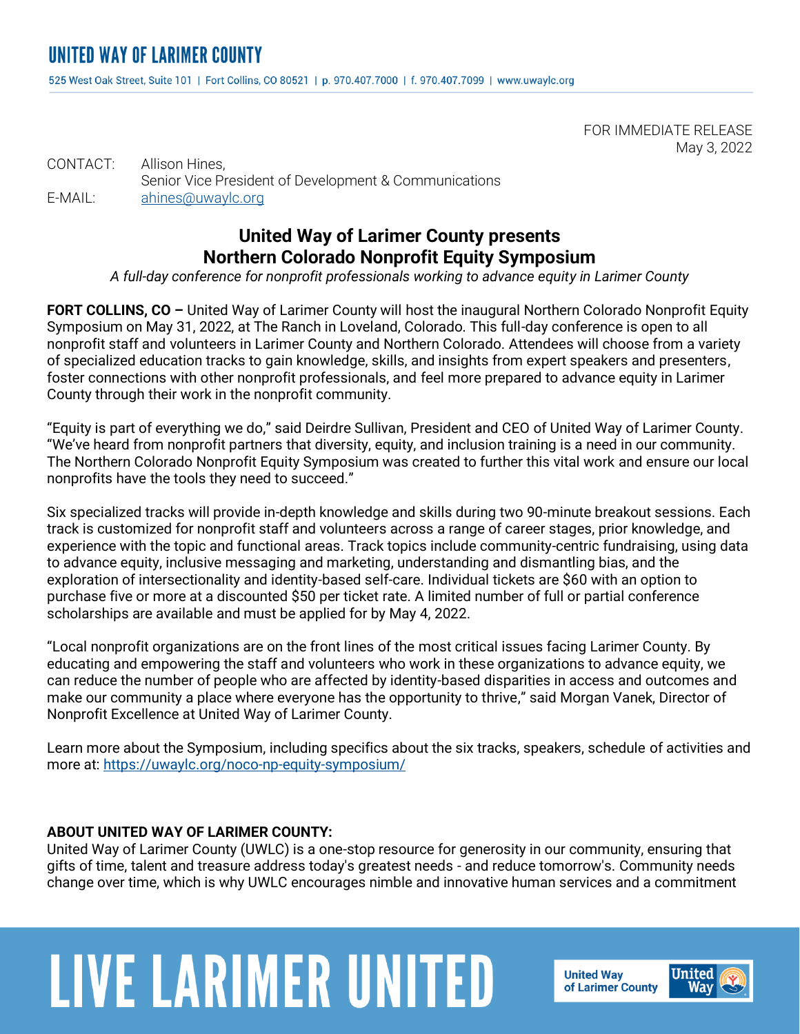# UNITED WAY OF LARIMER COUNTY

525 West Oak Street, Suite 101 | Fort Collins, CO 80521 | p. 970.407.7000 | f. 970.407.7099 | www.uwaylc.org

FOR IMMEDIATE RELEASE
May 3, 2022

CONTACT: Allison Hines,
Senior Vice President of Development & Communications
E-MAIL: ahines@uwaylc.org

## United Way of Larimer County presents Northern Colorado Nonprofit Equity Symposium

*A full-day conference for nonprofit professionals working to advance equity in Larimer County*

**FORT COLLINS, CO –** United Way of Larimer County will host the inaugural Northern Colorado Nonprofit Equity Symposium on May 31, 2022, at The Ranch in Loveland, Colorado. This full-day conference is open to all nonprofit staff and volunteers in Larimer County and Northern Colorado. Attendees will choose from a variety of specialized education tracks to gain knowledge, skills, and insights from expert speakers and presenters, foster connections with other nonprofit professionals, and feel more prepared to advance equity in Larimer County through their work in the nonprofit community.

"Equity is part of everything we do," said Deirdre Sullivan, President and CEO of United Way of Larimer County. "We've heard from nonprofit partners that diversity, equity, and inclusion training is a need in our community. The Northern Colorado Nonprofit Equity Symposium was created to further this vital work and ensure our local nonprofits have the tools they need to succeed."

Six specialized tracks will provide in-depth knowledge and skills during two 90-minute breakout sessions. Each track is customized for nonprofit staff and volunteers across a range of career stages, prior knowledge, and experience with the topic and functional areas. Track topics include community-centric fundraising, using data to advance equity, inclusive messaging and marketing, understanding and dismantling bias, and the exploration of intersectionality and identity-based self-care. Individual tickets are $60 with an option to purchase five or more at a discounted $50 per ticket rate. A limited number of full or partial conference scholarships are available and must be applied for by May 4, 2022.

"Local nonprofit organizations are on the front lines of the most critical issues facing Larimer County. By educating and empowering the staff and volunteers who work in these organizations to advance equity, we can reduce the number of people who are affected by identity-based disparities in access and outcomes and make our community a place where everyone has the opportunity to thrive," said Morgan Vanek, Director of Nonprofit Excellence at United Way of Larimer County.

Learn more about the Symposium, including specifics about the six tracks, speakers, schedule of activities and more at: https://uwaylc.org/noco-np-equity-symposium/

**ABOUT UNITED WAY OF LARIMER COUNTY:**
United Way of Larimer County (UWLC) is a one-stop resource for generosity in our community, ensuring that gifts of time, talent and treasure address today's greatest needs - and reduce tomorrow's. Community needs change over time, which is why UWLC encourages nimble and innovative human services and a commitment

LIVE LARIMER UNITED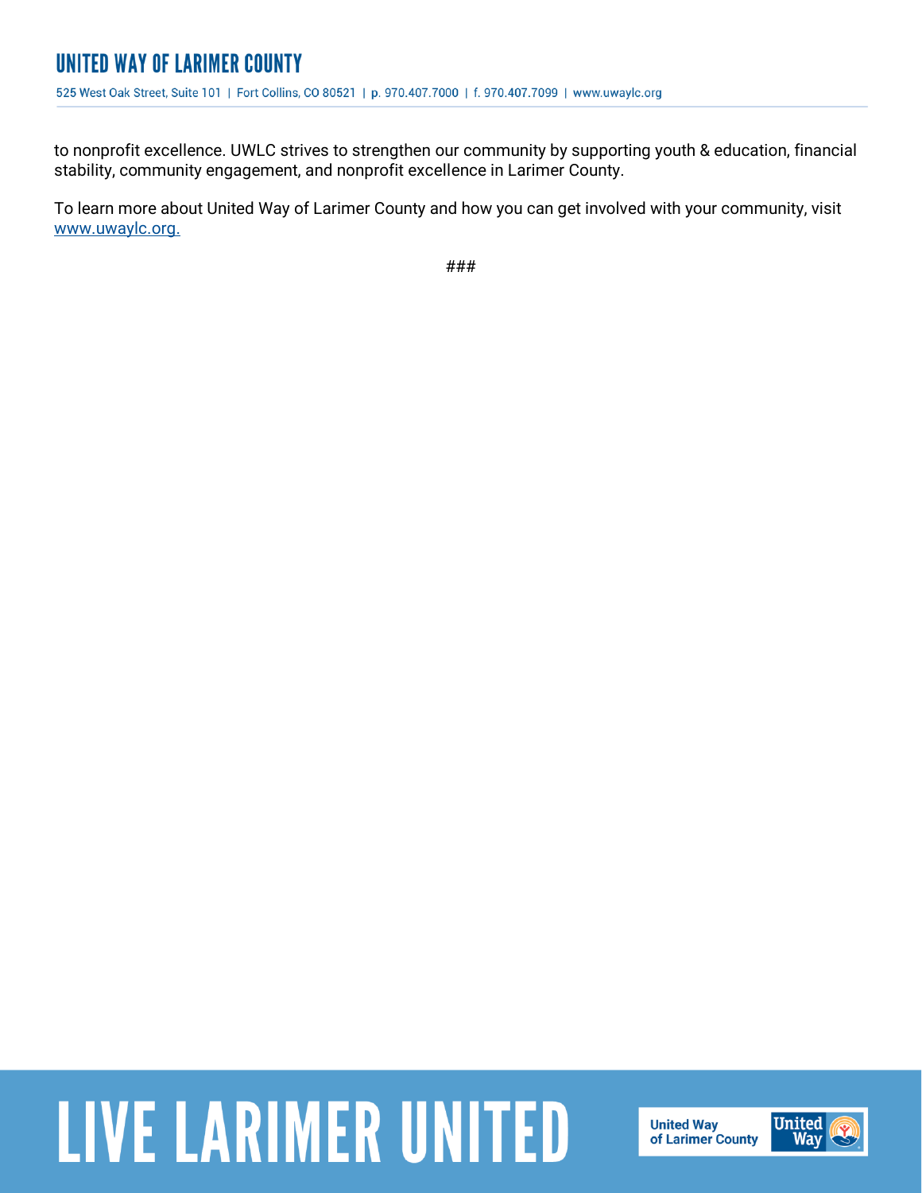to nonprofit excellence. UWLC strives to strengthen our community by supporting youth & education, financial stability, community engagement, and nonprofit excellence in Larimer County.

To learn more about United Way of Larimer County and how you can get involved with your community, visit [www.uwaylc.org.](http://www.uwaylc.org)

###